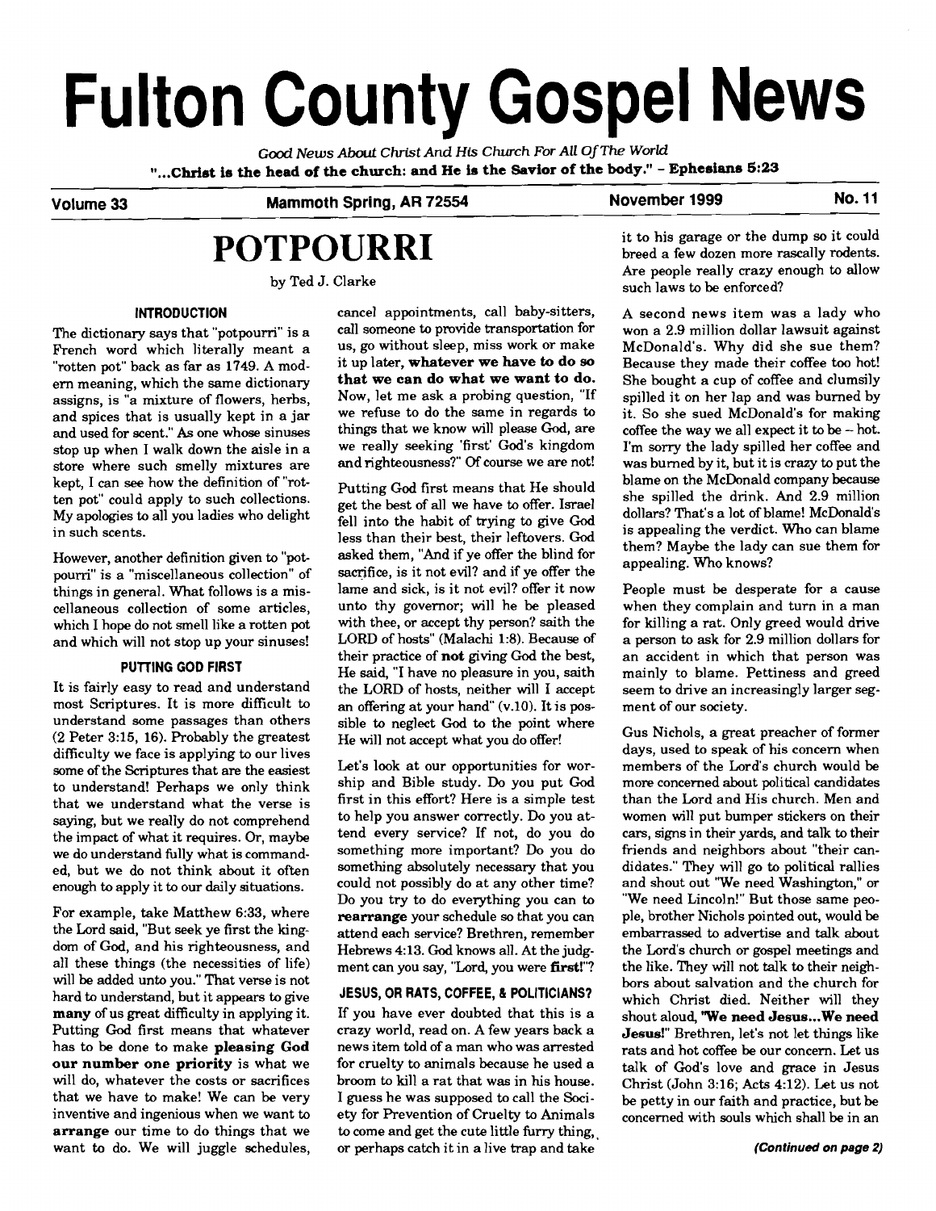# Fulton County Gospel News

*Good News About Christ And His Church For All Of The World*

**"...Christ is the head of the church: and He is the Savior of the body." - Ephesians 5:23**

**Volume 33** | **Mammoth Spring, AR 72554** | **November 1999** | **No. 11**

# POTPOURRI

by Ted J. Clarke

### INTRODUCTION

The dictionary says that "potpourri" is a French word which literally meant a "rotten pot" back as far as 1749. A modern meaning, which the same dictionary assigns, is "a mixture of flowers, herbs, and spices that is usually kept in a jar and used for scent." As one whose sinuses stop up when I walk down the aisle in a store where such smelly mixtures are kept, I can see how the definition of "rotten pot" could apply to such collections. My apologies to all you ladies who delight in such scents.

However, another definition given to "potpourri" is a "miscellaneous collection" of things in general. What follows is a miscellaneous collection of some articles, which I hope do not smell like a rotten pot and which will not stop up your sinuses!

### PUTTING GOD FIRST

It is fairly easy to read and understand most Scriptures. It is more difficult to understand some passages than others (2 Peter 3:15, 16). Probably the greatest difficulty we face is applying to our lives some of the Scriptures that are the easiest to understand! Perhaps we only think that we understand what the verse is saying, but we really do not comprehend the impact of what it requires. Or, maybe we do understand fully what is commanded, but we do not think about it often enough to apply it to our daily situations.

For example, take Matthew 6:33, where the Lord said, "But seek ye first the kingdom of God, and his righteousness, and all these things (the necessities of life) will be added unto you." That verse is not hard to understand, but it appears to give **many** of us great difficulty in applying it. Putting God first means that whatever has to be done to make **pleasing God our number one priority** is what we will do, whatever the costs or sacrifices that we have to make! We can be very inventive and ingenious when we want to **arrange** our time to do things that we want to do. We will juggle schedules, cancel appointments, call baby-sitters, call someone to provide transportation for us, go without sleep, miss work or make it up later, **whatever we have to do so that we can do what we want to do.** Now, let me ask a probing question, "If we refuse to do the same in regards to things that we know will please God, are we really seeking 'first' God's kingdom and righteousness?" Of course we are not!

Putting God first means that He should get the best of all we have to offer. Israel fell into the habit of trying to give God less than their best, their leftovers. God asked them, "And if ye offer the blind for sacrifice, is it not evil? and if ye offer the lame and sick, is it not evil? offer it now unto thy governor; will he be pleased with thee, or accept thy person? saith the LORD of hosts" (Malachi 1:8). Because of their practice of **not** giving God the best, He said, "I have no pleasure in you, saith the LORD of hosts, neither will I accept an offering at your hand" (v.10). It is possible to neglect God to the point where He will not accept what you do offer!

Let's look at our opportunities for worship and Bible study. Do you put God first in this effort? Here is a simple test to help you answer correctly. Do you attend every service? If not, do you do something more important? Do you do something absolutely necessary that you could not possibly do at any other time? Do you try to do everything you can to **rearrange** your schedule so that you can attend each service? Brethren, remember Hebrews 4:13. God knows all. At the judgment can you say, "Lord, you were **first!**"?

### JESUS, OR RATS, COFFEE, & POLITICIANS?

If you have ever doubted that this is a crazy world, read on. A few years back a news item told of a man who was arrested for cruelty to animals because he used a broom to kill a rat that was in his house. I guess he was supposed to call the Society for Prevention of Cruelty to Animals to come and get the cute little furry thing, or perhaps catch it in a live trap and take it to his garage or the dump so it could breed a few dozen more rascally rodents. Are people really crazy enough to allow such laws to be enforced?

A second news item was a lady who won a 2.9 million dollar lawsuit against McDonald's. Why did she sue them? Because they made their coffee too hot! She bought a cup of coffee and clumsily spilled it on her lap and was burned by it. So she sued McDonald's for making coffee the way we all expect it to be – hot. I'm sorry the lady spilled her coffee and was burned by it, but it is crazy to put the blame on the McDonald company because she spilled the drink. And 2.9 million dollars? That's a lot of blame! McDonald's is appealing the verdict. Who can blame them? Maybe the lady can sue them for appealing. Who knows?

People must be desperate for a cause when they complain and turn in a man for killing a rat. Only greed would drive a person to ask for 2.9 million dollars for an accident in which that person was mainly to blame. Pettiness and greed seem to drive an increasingly larger segment of our society.

Gus Nichols, a great preacher of former days, used to speak of his concern when members of the Lord's church would be more concerned about political candidates than the Lord and His church. Men and women will put bumper stickers on their cars, signs in their yards, and talk to their friends and neighbors about "their candidates." They will go to political rallies and shout out "We need Washington," or "We need Lincoln!" But those same people, brother Nichols pointed out, would be embarrassed to advertise and talk about the Lord's church or gospel meetings and the like. They will not talk to their neighbors about salvation and the church for which Christ died. Neither will they shout aloud, **"We need Jesus...We need Jesus!"** Brethren, let's not let things like rats and hot coffee be our concern. Let us talk of God's love and grace in Jesus Christ (John 3:16; Acts 4:12). Let us not be petty in our faith and practice, but be concerned with souls which shall be in an

***(Continued on page 2)***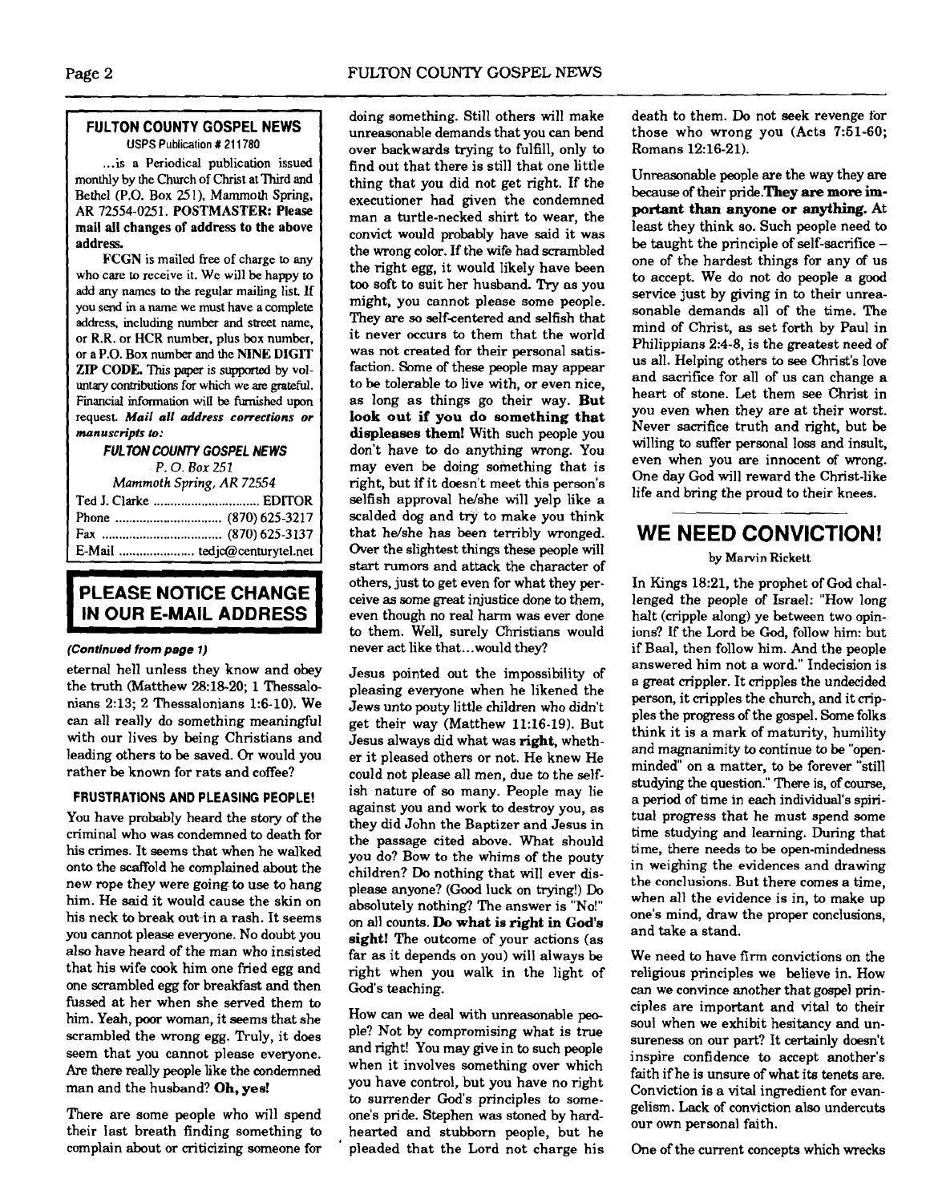**FULTON COUNTY GOSPEL NEWS**
USPS Publication # 211780

...is a Periodical publication issued monthly by the Church of Christ at Third and Bethel (P.O. Box 251), Mammoth Spring, AR 72554-0251. **POSTMASTER: Please mail all changes of address to the above address.**

FCGN is mailed free of charge to any who care to receive it. We will be happy to add any names to the regular mailing list. If you send in a name we must have a complete address, including number and street name, or R.R. or HCR number, plus box number, or a P.O. Box number and the **NINE DIGIT ZIP CODE.** This paper is supported by voluntary contributions for which we are grateful. Financial information will be furnished upon request. ***Mail all address corrections or manuscripts to:***

***FULTON COUNTY GOSPEL NEWS***
*P. O. Box 251*
*Mammoth Spring, AR 72554*

Ted J. Clarke ............ EDITOR
Phone ............ (870) 625-3217
Fax ............ (870) 625-3137
E-Mail ............ tedjc@centurytel.net

## PLEASE NOTICE CHANGE IN OUR E-MAIL ADDRESS

***(Continued from page 1)***

eternal hell unless they know and obey the truth (Matthew 28:18-20; 1 Thessalonians 2:13; 2 Thessalonians 1:6-10). We can all really do something meaningful with our lives by being Christians and leading others to be saved. Or would you rather be known for rats and coffee?

### FRUSTRATIONS AND PLEASING PEOPLE!

You have probably heard the story of the criminal who was condemned to death for his crimes. It seems that when he walked onto the scaffold he complained about the new rope they were going to use to hang him. He said it would cause the skin on his neck to break out in a rash. It seems you cannot please everyone. No doubt you also have heard of the man who insisted that his wife cook him one fried egg and one scrambled egg for breakfast and then fussed at her when she served them to him. Yeah, poor woman, it seems that she scrambled the wrong egg. Truly, it does seem that you cannot please everyone. Are there really people like the condemned man and the husband? **Oh, yes!**

There are some people who will spend their last breath finding something to complain about or criticizing someone for doing something. Still others will make unreasonable demands that you can bend over backwards trying to fulfill, only to find out that there is still that one little thing that you did not get right. If the executioner had given the condemned man a turtle-necked shirt to wear, the convict would probably have said it was the wrong color. If the wife had scrambled the right egg, it would likely have been too soft to suit her husband. Try as you might, you cannot please some people. They are so self-centered and selfish that it never occurs to them that the world was not created for their personal satisfaction. Some of these people may appear to be tolerable to live with, or even nice, as long as things go their way. **But look out if you do something that displeases them!** With such people you don't have to do anything wrong. You may even be doing something that is right, but if it doesn't meet this person's selfish approval he/she will yelp like a scalded dog and try to make you think that he/she has been terribly wronged. Over the slightest things these people will start rumors and attack the character of others, just to get even for what they perceive as some great injustice done to them, even though no real harm was ever done to them. Well, surely Christians would never act like that...would they?

Jesus pointed out the impossibility of pleasing everyone when he likened the Jews unto pouty little children who didn't get their way (Matthew 11:16-19). But Jesus always did what was **right**, whether it pleased others or not. He knew He could not please all men, due to the selfish nature of so many. People may lie against you and work to destroy you, as they did John the Baptizer and Jesus in the passage cited above. What should you do? Bow to the whims of the pouty children? Do nothing that will ever displease anyone? (Good luck on trying!) Do absolutely nothing? The answer is "No!" on all counts. **Do what is right in God's sight!** The outcome of your actions (as far as it depends on you) will always be right when you walk in the light of God's teaching.

How can we deal with unreasonable people? Not by compromising what is true and right! You may give in to such people when it involves something over which you have control, but you have no right to surrender God's principles to someone's pride. Stephen was stoned by hard-hearted and stubborn people, but he pleaded that the Lord not charge his death to them. Do not seek revenge for those who wrong you (Acts 7:51-60; Romans 12:16-21).

Unreasonable people are the way they are because of their pride. **They are more important than anyone or anything.** At least they think so. Such people need to be taught the principle of self-sacrifice – one of the hardest things for any of us to accept. We do not do people a good service just by giving in to their unreasonable demands all of the time. The mind of Christ, as set forth by Paul in Philippians 2:4-8, is the greatest need of us all. Helping others to see Christ's love and sacrifice for all of us can change a heart of stone. Let them see Christ in you even when they are at their worst. Never sacrifice truth and right, but be willing to suffer personal loss and insult, even when you are innocent of wrong. One day God will reward the Christ-like life and bring the proud to their knees.

## WE NEED CONVICTION!

by Marvin Rickett

In Kings 18:21, the prophet of God challenged the people of Israel: "How long halt (cripple along) ye between two opinions? If the Lord be God, follow him: but if Baal, then follow him. And the people answered him not a word." Indecision is a great crippler. It cripples the undecided person, it cripples the church, and it cripples the progress of the gospel. Some folks think it is a mark of maturity, humility and magnanimity to continue to be "open-minded" on a matter, to be forever "still studying the question." There is, of course, a period of time in each individual's spiritual progress that he must spend some time studying and learning. During that time, there needs to be open-mindedness in weighing the evidences and drawing the conclusions. But there comes a time, when all the evidence is in, to make up one's mind, draw the proper conclusions, and take a stand.

We need to have firm convictions on the religious principles we believe in. How can we convince another that gospel principles are important and vital to their soul when we exhibit hesitancy and unsureness on our part? It certainly doesn't inspire confidence to accept another's faith if he is unsure of what its tenets are. Conviction is a vital ingredient for evangelism. Lack of conviction also undercuts our own personal faith.

One of the current concepts which wrecks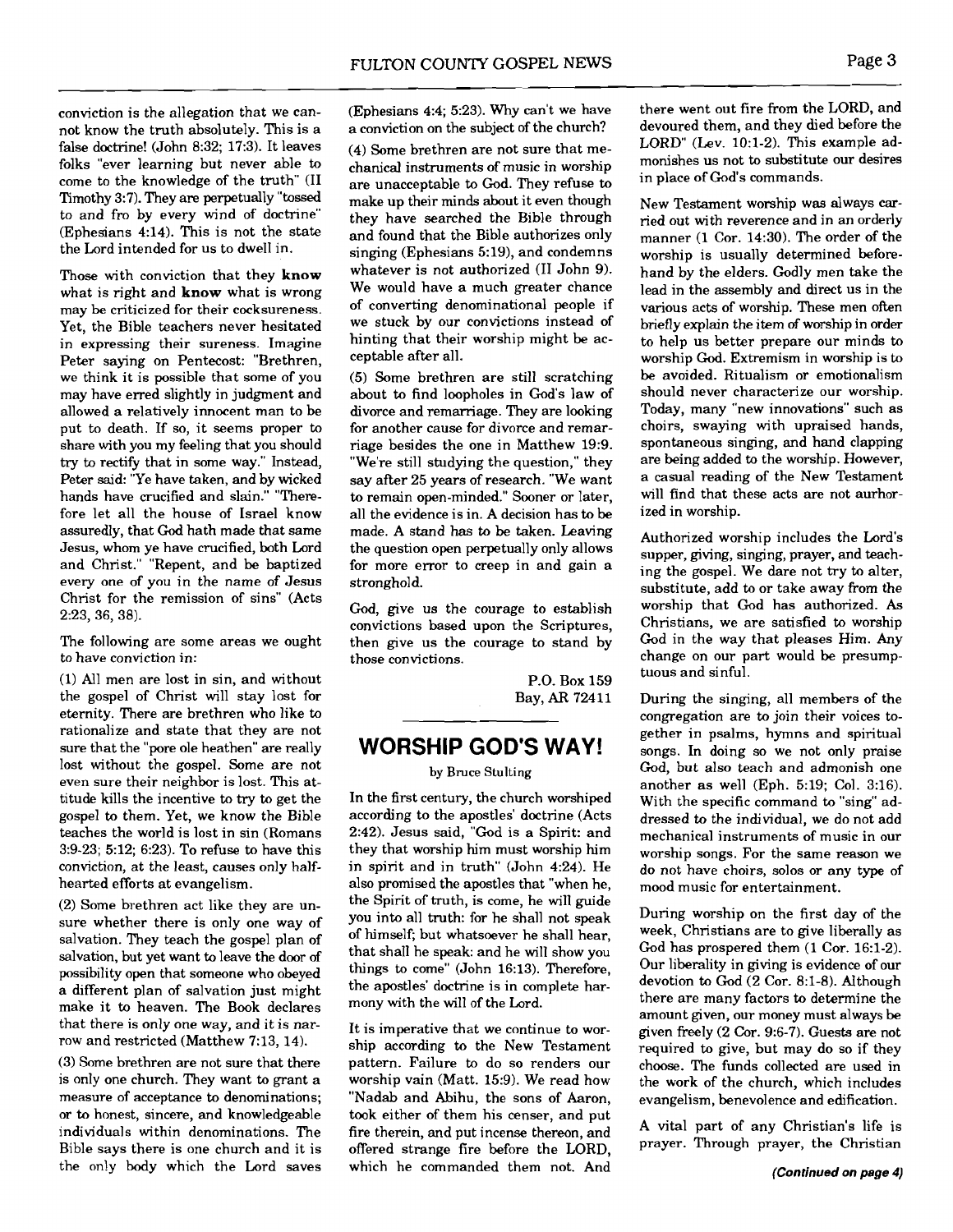conviction is the allegation that we cannot know the truth absolutely. This is a false doctrine! (John 8:32; 17:3). It leaves folks "ever learning but never able to come to the knowledge of the truth" (II Timothy 3:7). They are perpetually "tossed to and fro by every wind of doctrine" (Ephesians 4:14). This is not the state the Lord intended for us to dwell in.

Those with conviction that they **know** what is right and **know** what is wrong may be criticized for their cocksureness. Yet, the Bible teachers never hesitated in expressing their sureness. Imagine Peter saying on Pentecost: "Brethren, we think it is possible that some of you may have erred slightly in judgment and allowed a relatively innocent man to be put to death. If so, it seems proper to share with you my feeling that you should try to rectify that in some way." Instead, Peter said: "Ye have taken, and by wicked hands have crucified and slain." "Therefore let all the house of Israel know assuredly, that God hath made that same Jesus, whom ye have crucified, both Lord and Christ." "Repent, and be baptized every one of you in the name of Jesus Christ for the remission of sins" (Acts 2:23, 36, 38).

The following are some areas we ought to have conviction in:

(1) All men are lost in sin, and without the gospel of Christ will stay lost for eternity. There are brethren who like to rationalize and state that they are not sure that the "pore ole heathen" are really lost without the gospel. Some are not even sure their neighbor is lost. This attitude kills the incentive to try to get the gospel to them. Yet, we know the Bible teaches the world is lost in sin (Romans 3:9-23; 5:12; 6:23). To refuse to have this conviction, at the least, causes only half-hearted efforts at evangelism.

(2) Some brethren act like they are unsure whether there is only one way of salvation. They teach the gospel plan of salvation, but yet want to leave the door of possibility open that someone who obeyed a different plan of salvation just might make it to heaven. The Book declares that there is only one way, and it is narrow and restricted (Matthew 7:13, 14).

(3) Some brethren are not sure that there is only one church. They want to grant a measure of acceptance to denominations; or to honest, sincere, and knowledgeable individuals within denominations. The Bible says there is one church and it is the only body which the Lord saves (Ephesians 4:4; 5:23). Why can't we have a conviction on the subject of the church?

(4) Some brethren are not sure that mechanical instruments of music in worship are unacceptable to God. They refuse to make up their minds about it even though they have searched the Bible through and found that the Bible authorizes only singing (Ephesians 5:19), and condemns whatever is not authorized (II John 9). We would have a much greater chance of converting denominational people if we stuck by our convictions instead of hinting that their worship might be acceptable after all.

(5) Some brethren are still scratching about to find loopholes in God's law of divorce and remarriage. They are looking for another cause for divorce and remarriage besides the one in Matthew 19:9. "We're still studying the question," they say after 25 years of research. "We want to remain open-minded." Sooner or later, all the evidence is in. A decision has to be made. A stand has to be taken. Leaving the question open perpetually only allows for more error to creep in and gain a stronghold.

God, give us the courage to establish convictions based upon the Scriptures, then give us the courage to stand by those convictions.

P.O. Box 159
Bay, AR 72411

## WORSHIP GOD'S WAY!

by Bruce Stulting

In the first century, the church worshiped according to the apostles' doctrine (Acts 2:42). Jesus said, "God is a Spirit: and they that worship him must worship him in spirit and in truth" (John 4:24). He also promised the apostles that "when he, the Spirit of truth, is come, he will guide you into all truth: for he shall not speak of himself; but whatsoever he shall hear, that shall he speak: and he will show you things to come" (John 16:13). Therefore, the apostles' doctrine is in complete harmony with the will of the Lord.

It is imperative that we continue to worship according to the New Testament pattern. Failure to do so renders our worship vain (Matt. 15:9). We read how "Nadab and Abihu, the sons of Aaron, took either of them his censer, and put fire therein, and put incense thereon, and offered strange fire before the LORD, which he commanded them not. And there went out fire from the LORD, and devoured them, and they died before the LORD" (Lev. 10:1-2). This example admonishes us not to substitute our desires in place of God's commands.

New Testament worship was always carried out with reverence and in an orderly manner (1 Cor. 14:30). The order of the worship is usually determined beforehand by the elders. Godly men take the lead in the assembly and direct us in the various acts of worship. These men often briefly explain the item of worship in order to help us better prepare our minds to worship God. Extremism in worship is to be avoided. Ritualism or emotionalism should never characterize our worship. Today, many "new innovations" such as choirs, swaying with upraised hands, spontaneous singing, and hand clapping are being added to the worship. However, a casual reading of the New Testament will find that these acts are not aurhorized in worship.

Authorized worship includes the Lord's supper, giving, singing, prayer, and teaching the gospel. We dare not try to alter, substitute, add to or take away from the worship that God has authorized. As Christians, we are satisfied to worship God in the way that pleases Him. Any change on our part would be presumptuous and sinful.

During the singing, all members of the congregation are to join their voices together in psalms, hymns and spiritual songs. In doing so we not only praise God, but also teach and admonish one another as well (Eph. 5:19; Col. 3:16). With the specific command to "sing" addressed to the individual, we do not add mechanical instruments of music in our worship songs. For the same reason we do not have choirs, solos or any type of mood music for entertainment.

During worship on the first day of the week, Christians are to give liberally as God has prospered them (1 Cor. 16:1-2). Our liberality in giving is evidence of our devotion to God (2 Cor. 8:1-8). Although there are many factors to determine the amount given, our money must always be given freely (2 Cor. 9:6-7). Guests are not required to give, but may do so if they choose. The funds collected are used in the work of the church, which includes evangelism, benevolence and edification.

A vital part of any Christian's life is prayer. Through prayer, the Christian

*(Continued on page 4)*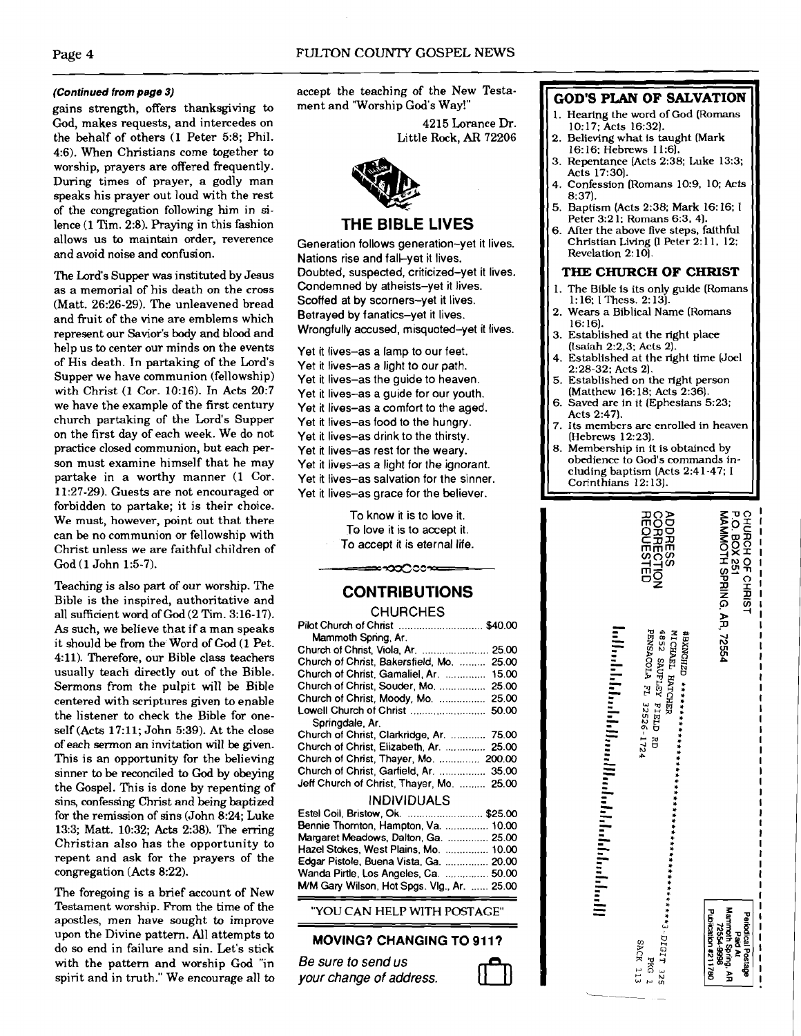*(Continued from page 3)*

gains strength, offers thanksgiving to God, makes requests, and intercedes on the behalf of others (1 Peter 5:8; Phil. 4:6). When Christians come together to worship, prayers are offered frequently. During times of prayer, a godly man speaks his prayer out loud with the rest of the congregation following him in silence (1 Tim. 2:8). Praying in this fashion allows us to maintain order, reverence and avoid noise and confusion.

The Lord's Supper was instituted by Jesus as a memorial of his death on the cross (Matt. 26:26-29). The unleavened bread and fruit of the vine are emblems which represent our Savior's body and blood and help us to center our minds on the events of His death. In partaking of the Lord's Supper we have communion (fellowship) with Christ (1 Cor. 10:16). In Acts 20:7 we have the example of the first century church partaking of the Lord's Supper on the first day of each week. We do not practice closed communion, but each person must examine himself that he may partake in a worthy manner (1 Cor. 11:27-29). Guests are not encouraged or forbidden to partake; it is their choice. We must, however, point out that there can be no communion or fellowship with Christ unless we are faithful children of God (1 John 1:5-7).

Teaching is also part of our worship. The Bible is the inspired, authoritative and all sufficient word of God (2 Tim. 3:16-17). As such, we believe that if a man speaks it should be from the Word of God (1 Pet. 4:11). Therefore, our Bible class teachers usually teach directly out of the Bible. Sermons from the pulpit will be Bible centered with scriptures given to enable the listener to check the Bible for oneself (Acts 17:11; John 5:39). At the close of each sermon an invitation will be given. This is an opportunity for the believing sinner to be reconciled to God by obeying the Gospel. This is done by repenting of sins, confessing Christ and being baptized for the remission of sins (John 8:24; Luke 13:3; Matt. 10:32; Acts 2:38). The erring Christian also has the opportunity to repent and ask for the prayers of the congregation (Acts 8:22).

The foregoing is a brief account of New Testament worship. From the time of the apostles, men have sought to improve upon the Divine pattern. All attempts to do so end in failure and sin. Let's stick with the pattern and worship God "in spirit and in truth." We encourage all to accept the teaching of the New Testament and "Worship God's Way!"

4215 Lorance Dr.
Little Rock, AR 72206

## THE BIBLE LIVES

Generation follows generation–yet it lives.
Nations rise and fall–yet it lives.
Doubted, suspected, criticized–yet it lives.
Condemned by atheists–yet it lives.
Scoffed at by scorners–yet it lives.
Betrayed by fanatics–yet it lives.
Wrongfully accused, misquoted–yet it lives.

Yet it lives–as a lamp to our feet.
Yet it lives–as a light to our path.
Yet it lives–as the guide to heaven.
Yet it lives–as a guide for our youth.
Yet it lives–as a comfort to the aged.
Yet it lives–as food to the hungry.
Yet it lives–as drink to the thirsty.
Yet it lives–as rest for the weary.
Yet it lives–as a light for the ignorant.
Yet it lives–as salvation for the sinner.
Yet it lives–as grace for the believer.

To know it is to love it.
To love it is to accept it.
To accept it is eternal life.

## CONTRIBUTIONS

### CHURCHES

| | |
|---|---|
| Pilot Church of Christ, Mammoth Spring, Ar. | $40.00 |
| Church of Christ, Viola, Ar. | 25.00 |
| Church of Christ, Bakersfield, Mo. | 25.00 |
| Church of Christ, Gamaliel, Ar. | 15.00 |
| Church of Christ, Souder, Mo. | 25.00 |
| Church of Christ, Moody, Mo. | 25.00 |
| Lowell Church of Christ, Springdale, Ar. | 50.00 |
| Church of Christ, Clarkridge, Ar. | 75.00 |
| Church of Christ, Elizabeth, Ar. | 25.00 |
| Church of Christ, Thayer, Mo. | 200.00 |
| Church of Christ, Garfield, Ar. | 35.00 |
| Jeff Church of Christ, Thayer, Mo. | 25.00 |

### INDIVIDUALS

| | |
|---|---|
| Estel Coil, Bristow, Ok. | $25.00 |
| Bennie Thornton, Hampton, Va. | 10.00 |
| Margaret Meadows, Dalton, Ga. | 25.00 |
| Hazel Stokes, West Plains, Mo. | 10.00 |
| Edgar Pistole, Buena Vista, Ga. | 20.00 |
| Wanda Pirtle, Los Angeles, Ca. | 50.00 |
| M/M Gary Wilson, Hot Spgs. Vlg., Ar. | 25.00 |

"YOU CAN HELP WITH POSTAGE"

### MOVING? CHANGING TO 911?

*Be sure to send us your change of address.*

## GOD'S PLAN OF SALVATION

1. Hearing the word of God (Romans 10:17; Acts 16:32).
2. Believing what is taught (Mark 16:16; Hebrews 11:6).
3. Repentance (Acts 2:38; Luke 13:3; Acts 17:30).
4. Confession (Romans 10:9, 10; Acts 8:37).
5. Baptism (Acts 2:38; Mark 16:16; I Peter 3:21; Romans 6:3, 4).
6. After the above five steps, faithful Christian Living (I Peter 2:11, 12; Revelation 2:10).

## THE CHURCH OF CHRIST

1. The Bible is its only guide (Romans 1:16; I Thess. 2:13).
2. Wears a Biblical Name (Romans 16:16).
3. Established at the right place (Isaiah 2:2,3; Acts 2).
4. Established at the right time (Joel 2:28-32; Acts 2).
5. Established on the right person (Matthew 16:18; Acts 2:36).
6. Saved are in it (Ephesians 5:23; Acts 2:47).
7. Its members are enrolled in heaven (Hebrews 12:23).
8. Membership in it is obtained by obedience to God's commands including baptism (Acts 2:41-47; I Corinthians 12:13).

CHURCH OF CHRIST
P.O. BOX 251
MAMMOTH SPRING, AR 72554

ADDRESS CORRECTION REQUESTED

Periodical Postage Paid At Mammoth Spring, AR 72554-9998 Publication #211780

#BXNGHZD ****************************3-DIGIT 325
MICHAEL HATCHER
4852 SAUFLEY FIELD RD
PENSACOLA FL 32526-1724
PKG 1
SACK 113